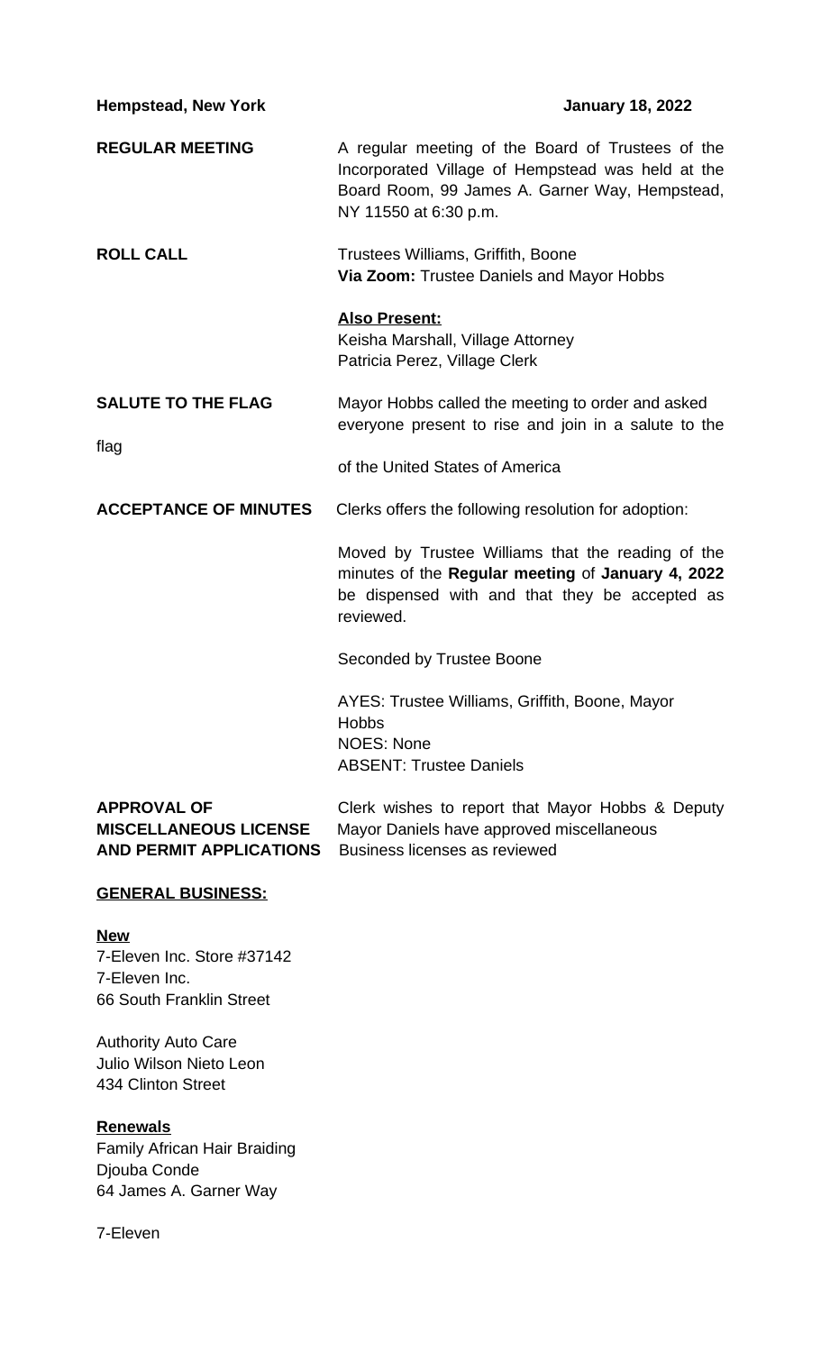**Hempstead, New York** **January 18, 2022**

**REGULAR MEETING**

A regular meeting of the Board of Trustees of the Incorporated Village of Hempstead was held at the Board Room, 99 James A. Garner Way, Hempstead, NY 11550 at 6:30 p.m.

**ROLL CALL**

Trustees Williams, Griffith, Boone
**Via Zoom:** Trustee Daniels and Mayor Hobbs

**Also Present:**
Keisha Marshall, Village Attorney
Patricia Perez, Village Clerk

**SALUTE TO THE FLAG**

Mayor Hobbs called the meeting to order and asked everyone present to rise and join in a salute to the flag of the United States of America

**ACCEPTANCE OF MINUTES**

Clerks offers the following resolution for adoption:

Moved by Trustee Williams that the reading of the minutes of the **Regular meeting** of **January 4, 2022** be dispensed with and that they be accepted as reviewed.

Seconded by Trustee Boone

AYES: Trustee Williams, Griffith, Boone, Mayor Hobbs
NOES: None
ABSENT: Trustee Daniels

**APPROVAL OF MISCELLANEOUS LICENSE AND PERMIT APPLICATIONS**

Clerk wishes to report that Mayor Hobbs & Deputy Mayor Daniels have approved miscellaneous Business licenses as reviewed

**GENERAL BUSINESS:**

**New**

7-Eleven Inc. Store #37142
7-Eleven Inc.
66 South Franklin Street

Authority Auto Care
Julio Wilson Nieto Leon
434 Clinton Street

**Renewals**

Family African Hair Braiding
Djouba Conde
64 James A. Garner Way

7-Eleven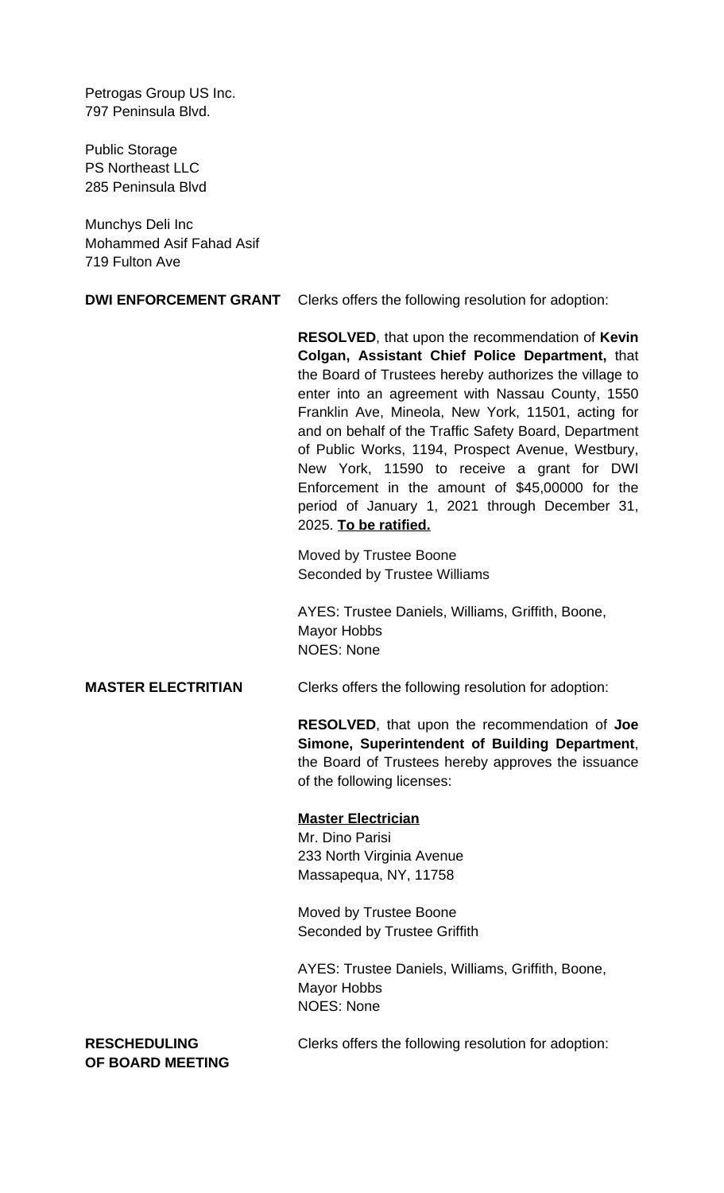Petrogas Group US Inc.
797 Peninsula Blvd.

Public Storage
PS Northeast LLC
285 Peninsula Blvd

Munchys Deli Inc
Mohammed Asif Fahad Asif
719 Fulton Ave

**DWI ENFORCEMENT GRANT** Clerks offers the following resolution for adoption:

**RESOLVED**, that upon the recommendation of **Kevin Colgan, Assistant Chief Police Department,** that the Board of Trustees hereby authorizes the village to enter into an agreement with Nassau County, 1550 Franklin Ave, Mineola, New York, 11501, acting for and on behalf of the Traffic Safety Board, Department of Public Works, 1194, Prospect Avenue, Westbury, New York, 11590 to receive a grant for DWI Enforcement in the amount of $45,00000 for the period of January 1, 2021 through December 31, 2025. **To be ratified.**

Moved by Trustee Boone
Seconded by Trustee Williams

AYES: Trustee Daniels, Williams, Griffith, Boone, Mayor Hobbs
NOES: None

**MASTER ELECTRITIAN** Clerks offers the following resolution for adoption:

**RESOLVED**, that upon the recommendation of **Joe Simone, Superintendent of Building Department**, the Board of Trustees hereby approves the issuance of the following licenses:

**Master Electrician**
Mr. Dino Parisi
233 North Virginia Avenue
Massapequa, NY, 11758

Moved by Trustee Boone
Seconded by Trustee Griffith

AYES: Trustee Daniels, Williams, Griffith, Boone, Mayor Hobbs
NOES: None

**RESCHEDULING OF BOARD MEETING** Clerks offers the following resolution for adoption: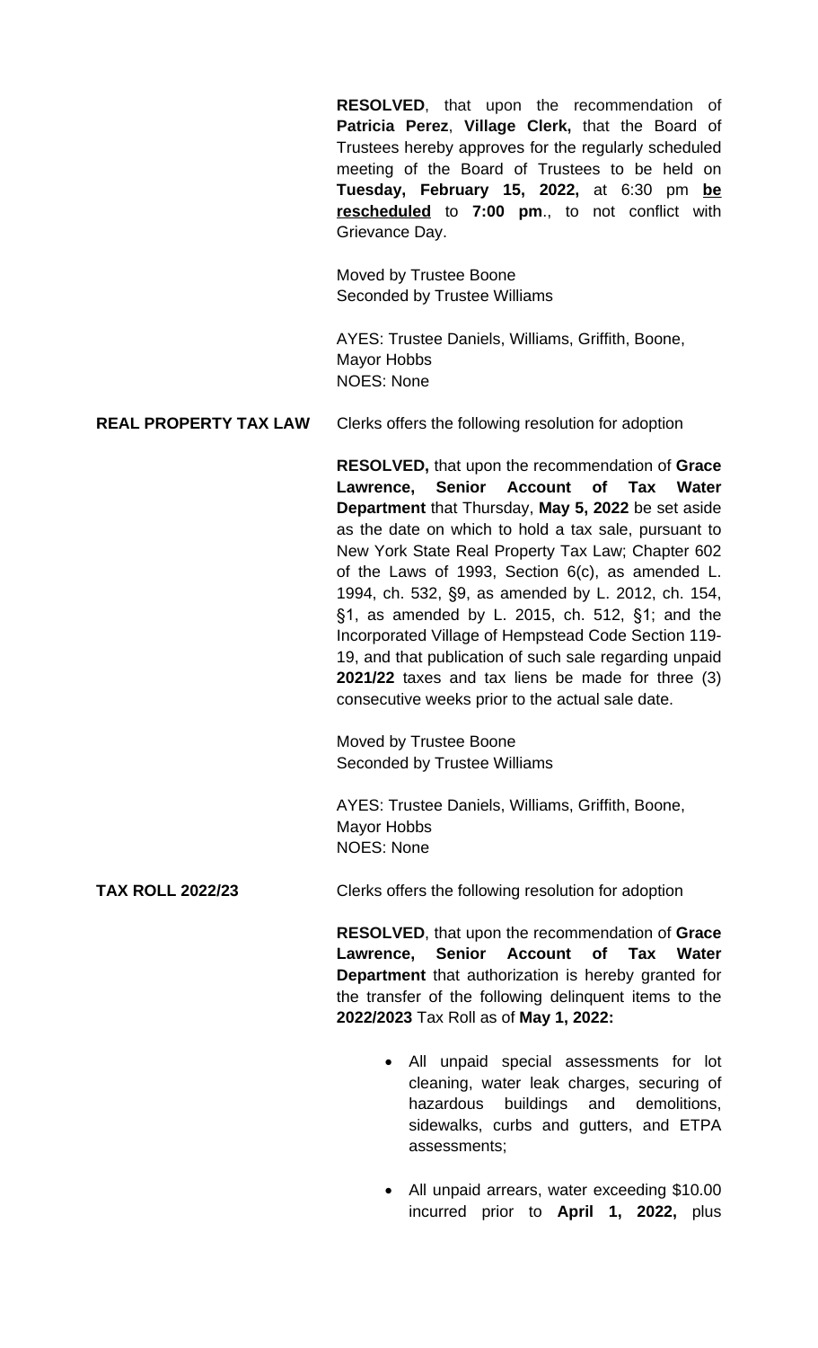**RESOLVED**, that upon the recommendation of **Patricia Perez**, **Village Clerk,** that the Board of Trustees hereby approves for the regularly scheduled meeting of the Board of Trustees to be held on **Tuesday, February 15, 2022,** at 6:30 pm **<u>be rescheduled</u>** to **7:00 pm**., to not conflict with Grievance Day.

Moved by Trustee Boone
Seconded by Trustee Williams

AYES: Trustee Daniels, Williams, Griffith, Boone, Mayor Hobbs
NOES: None

**REAL PROPERTY TAX LAW** Clerks offers the following resolution for adoption

**RESOLVED,** that upon the recommendation of **Grace Lawrence, Senior Account of Tax Water Department** that Thursday, **May 5, 2022** be set aside as the date on which to hold a tax sale, pursuant to New York State Real Property Tax Law; Chapter 602 of the Laws of 1993, Section 6(c), as amended L. 1994, ch. 532, §9, as amended by L. 2012, ch. 154, §1, as amended by L. 2015, ch. 512, §1; and the Incorporated Village of Hempstead Code Section 119-19, and that publication of such sale regarding unpaid **2021/22** taxes and tax liens be made for three (3) consecutive weeks prior to the actual sale date.

Moved by Trustee Boone
Seconded by Trustee Williams

AYES: Trustee Daniels, Williams, Griffith, Boone, Mayor Hobbs
NOES: None

**TAX ROLL 2022/23** Clerks offers the following resolution for adoption

**RESOLVED**, that upon the recommendation of **Grace Lawrence, Senior Account of Tax Water Department** that authorization is hereby granted for the transfer of the following delinquent items to the **2022/2023** Tax Roll as of **May 1, 2022:**

- All unpaid special assessments for lot cleaning, water leak charges, securing of hazardous buildings and demolitions, sidewalks, curbs and gutters, and ETPA assessments;
- All unpaid arrears, water exceeding $10.00 incurred prior to **April 1, 2022,** plus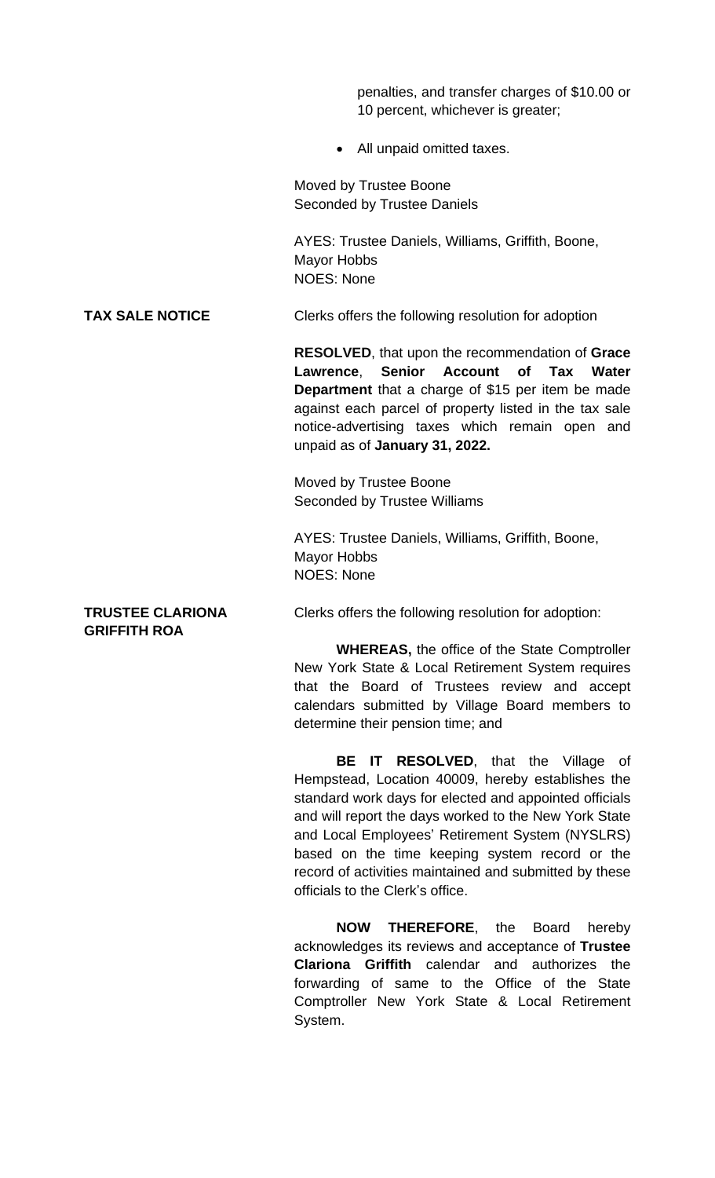penalties, and transfer charges of $10.00 or 10 percent, whichever is greater;

- All unpaid omitted taxes.

Moved by Trustee Boone
Seconded by Trustee Daniels

AYES: Trustee Daniels, Williams, Griffith, Boone, Mayor Hobbs
NOES: None

**TAX SALE NOTICE**

Clerks offers the following resolution for adoption

**RESOLVED**, that upon the recommendation of **Grace Lawrence**, **Senior Account of Tax Water Department** that a charge of $15 per item be made against each parcel of property listed in the tax sale notice-advertising taxes which remain open and unpaid as of **January 31, 2022.**

Moved by Trustee Boone
Seconded by Trustee Williams

AYES: Trustee Daniels, Williams, Griffith, Boone, Mayor Hobbs
NOES: None

**TRUSTEE CLARIONA GRIFFITH ROA**

Clerks offers the following resolution for adoption:

**WHEREAS,** the office of the State Comptroller New York State & Local Retirement System requires that the Board of Trustees review and accept calendars submitted by Village Board members to determine their pension time; and

**BE IT RESOLVED**, that the Village of Hempstead, Location 40009, hereby establishes the standard work days for elected and appointed officials and will report the days worked to the New York State and Local Employees' Retirement System (NYSLRS) based on the time keeping system record or the record of activities maintained and submitted by these officials to the Clerk's office.

**NOW THEREFORE**, the Board hereby acknowledges its reviews and acceptance of **Trustee Clariona Griffith** calendar and authorizes the forwarding of same to the Office of the State Comptroller New York State & Local Retirement System.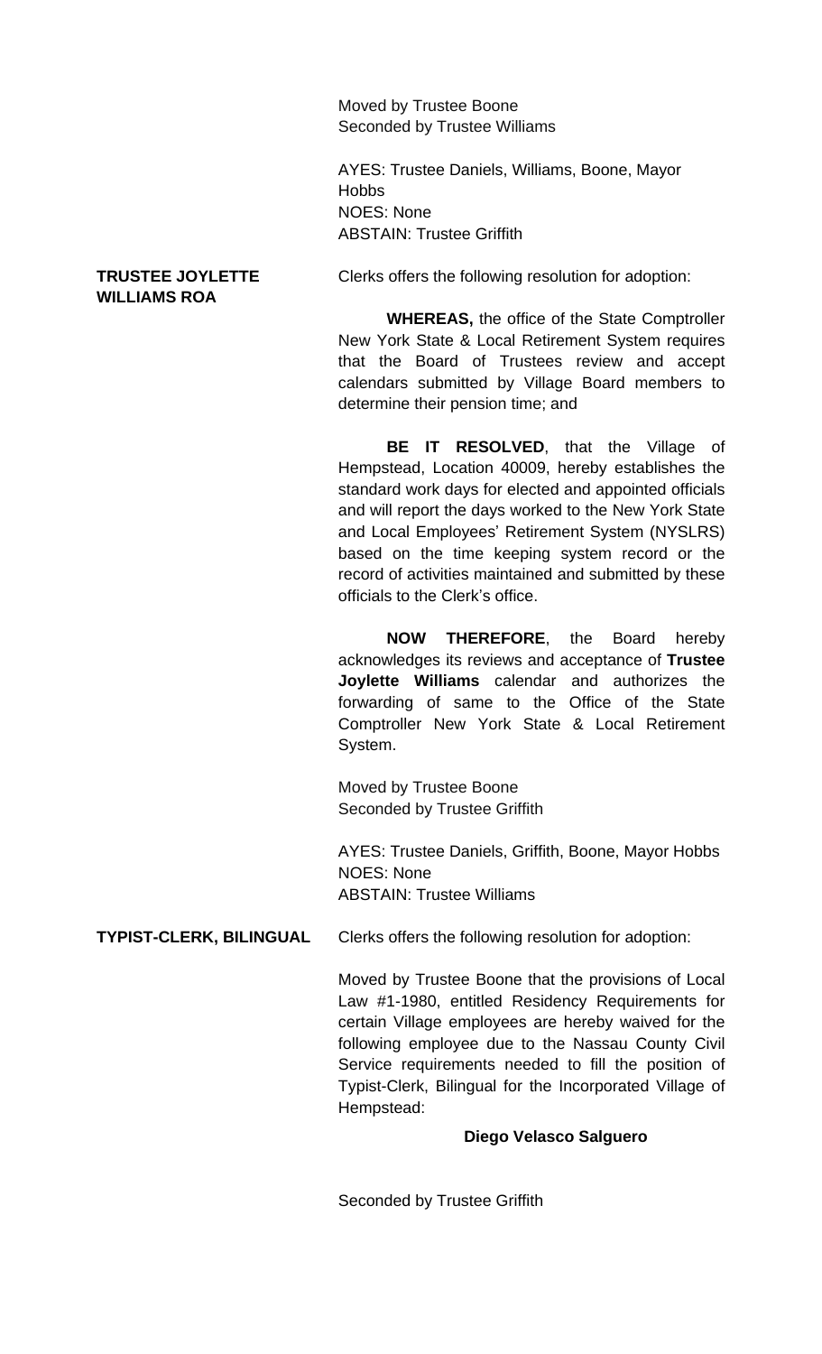Moved by Trustee Boone
Seconded by Trustee Williams

AYES: Trustee Daniels, Williams, Boone, Mayor Hobbs
NOES: None
ABSTAIN: Trustee Griffith

**TRUSTEE JOYLETTE WILLIAMS ROA**

Clerks offers the following resolution for adoption:

**WHEREAS,** the office of the State Comptroller New York State & Local Retirement System requires that the Board of Trustees review and accept calendars submitted by Village Board members to determine their pension time; and

**BE IT RESOLVED**, that the Village of Hempstead, Location 40009, hereby establishes the standard work days for elected and appointed officials and will report the days worked to the New York State and Local Employees' Retirement System (NYSLRS) based on the time keeping system record or the record of activities maintained and submitted by these officials to the Clerk's office.

**NOW THEREFORE**, the Board hereby acknowledges its reviews and acceptance of **Trustee Joylette Williams** calendar and authorizes the forwarding of same to the Office of the State Comptroller New York State & Local Retirement System.

Moved by Trustee Boone
Seconded by Trustee Griffith

AYES: Trustee Daniels, Griffith, Boone, Mayor Hobbs
NOES: None
ABSTAIN: Trustee Williams

**TYPIST-CLERK, BILINGUAL**

Clerks offers the following resolution for adoption:

Moved by Trustee Boone that the provisions of Local Law #1-1980, entitled Residency Requirements for certain Village employees are hereby waived for the following employee due to the Nassau County Civil Service requirements needed to fill the position of Typist-Clerk, Bilingual for the Incorporated Village of Hempstead:

**Diego Velasco Salguero**

Seconded by Trustee Griffith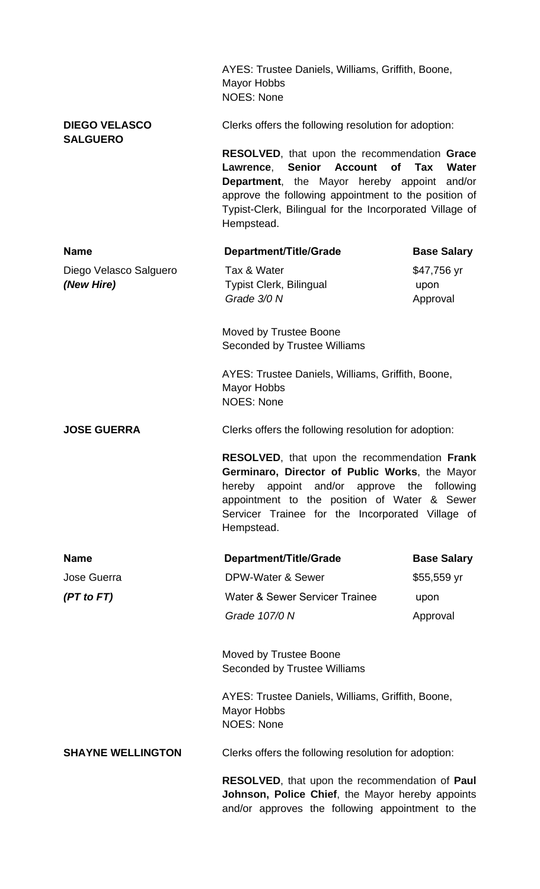AYES: Trustee Daniels, Williams, Griffith, Boone, Mayor Hobbs
NOES: None

**DIEGO VELASCO SALGUERO**

Clerks offers the following resolution for adoption:

**RESOLVED**, that upon the recommendation **Grace Lawrence**, **Senior Account of Tax Water Department**, the Mayor hereby appoint and/or approve the following appointment to the position of Typist-Clerk, Bilingual for the Incorporated Village of Hempstead.

| **Name** | **Department/Title/Grade** | **Base Salary** |
|---|---|---|
| Diego Velasco Salguero | Tax & Water | $47,756 yr |
| ***(New Hire)*** | Typist Clerk, Bilingual | upon |
| | *Grade 3/0 N* | Approval |

Moved by Trustee Boone
Seconded by Trustee Williams

AYES: Trustee Daniels, Williams, Griffith, Boone, Mayor Hobbs
NOES: None

**JOSE GUERRA**

Clerks offers the following resolution for adoption:

**RESOLVED**, that upon the recommendation **Frank Germinaro, Director of Public Works**, the Mayor hereby appoint and/or approve the following appointment to the position of Water & Sewer Servicer Trainee for the Incorporated Village of Hempstead.

| **Name** | **Department/Title/Grade** | **Base Salary** |
|---|---|---|
| Jose Guerra | DPW-Water & Sewer | $55,559 yr |
| ***(PT to FT)*** | Water & Sewer Servicer Trainee | upon |
| | *Grade 107/0 N* | Approval |

Moved by Trustee Boone
Seconded by Trustee Williams

AYES: Trustee Daniels, Williams, Griffith, Boone, Mayor Hobbs
NOES: None

**SHAYNE WELLINGTON**

Clerks offers the following resolution for adoption:

**RESOLVED**, that upon the recommendation of **Paul Johnson, Police Chief**, the Mayor hereby appoints and/or approves the following appointment to the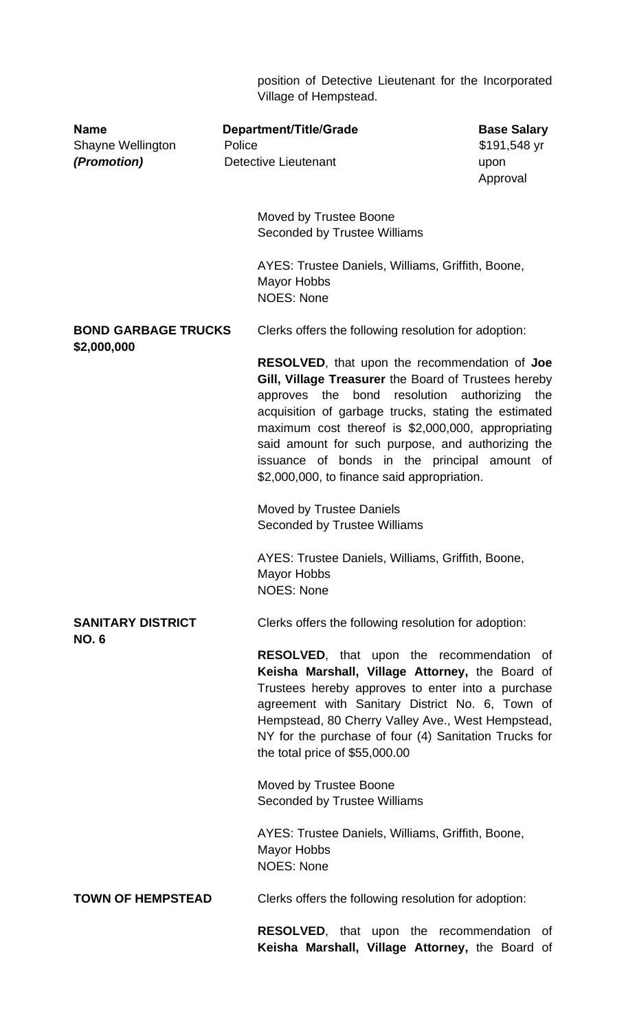position of Detective Lieutenant for the Incorporated Village of Hempstead.

| Name | Department/Title/Grade | Base Salary |
|---|---|---|
| Shayne Wellington ***(Promotion)*** | Police Detective Lieutenant | $191,548 yr upon Approval |

Moved by Trustee Boone
Seconded by Trustee Williams

AYES: Trustee Daniels, Williams, Griffith, Boone, Mayor Hobbs
NOES: None

**BOND GARBAGE TRUCKS $2,000,000**

Clerks offers the following resolution for adoption:

**RESOLVED**, that upon the recommendation of **Joe Gill, Village Treasurer** the Board of Trustees hereby approves the bond resolution authorizing the acquisition of garbage trucks, stating the estimated maximum cost thereof is $2,000,000, appropriating said amount for such purpose, and authorizing the issuance of bonds in the principal amount of $2,000,000, to finance said appropriation.

Moved by Trustee Daniels
Seconded by Trustee Williams

AYES: Trustee Daniels, Williams, Griffith, Boone, Mayor Hobbs
NOES: None

**SANITARY DISTRICT NO. 6**

Clerks offers the following resolution for adoption:

**RESOLVED**, that upon the recommendation of **Keisha Marshall, Village Attorney,** the Board of Trustees hereby approves to enter into a purchase agreement with Sanitary District No. 6, Town of Hempstead, 80 Cherry Valley Ave., West Hempstead, NY for the purchase of four (4) Sanitation Trucks for the total price of $55,000.00

Moved by Trustee Boone
Seconded by Trustee Williams

AYES: Trustee Daniels, Williams, Griffith, Boone, Mayor Hobbs
NOES: None

**TOWN OF HEMPSTEAD**

Clerks offers the following resolution for adoption:

**RESOLVED**, that upon the recommendation of **Keisha Marshall, Village Attorney,** the Board of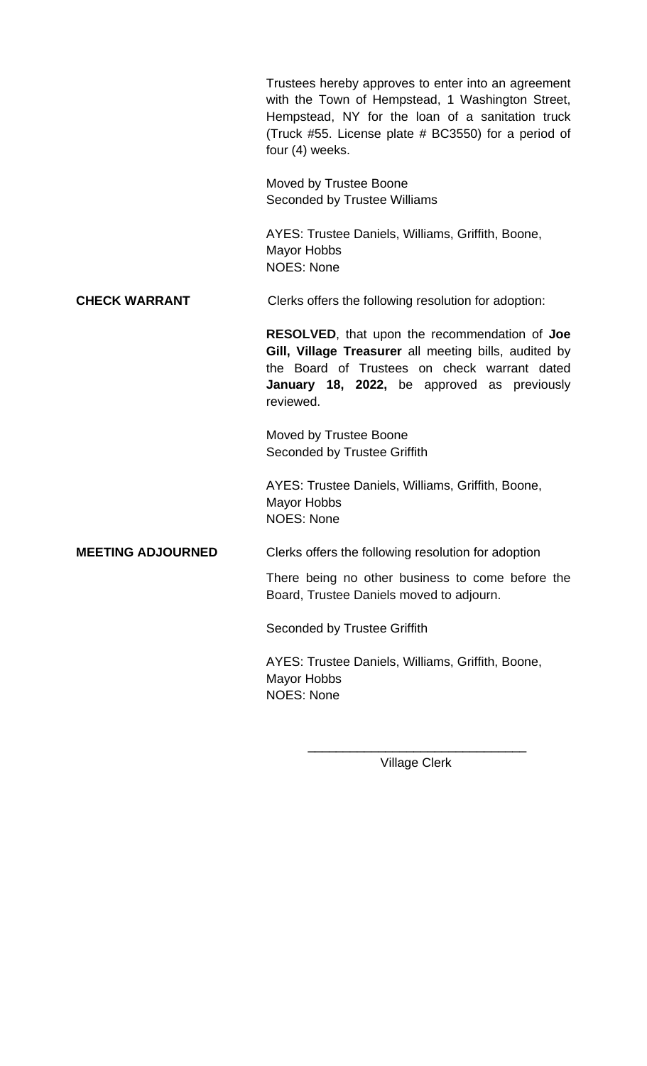Trustees hereby approves to enter into an agreement with the Town of Hempstead, 1 Washington Street, Hempstead, NY for the loan of a sanitation truck (Truck #55. License plate # BC3550) for a period of four (4) weeks.

Moved by Trustee Boone
Seconded by Trustee Williams

AYES: Trustee Daniels, Williams, Griffith, Boone, Mayor Hobbs
NOES: None

**CHECK WARRANT**

Clerks offers the following resolution for adoption:

**RESOLVED**, that upon the recommendation of **Joe Gill, Village Treasurer** all meeting bills, audited by the Board of Trustees on check warrant dated **January 18, 2022,** be approved as previously reviewed.

Moved by Trustee Boone
Seconded by Trustee Griffith

AYES: Trustee Daniels, Williams, Griffith, Boone, Mayor Hobbs
NOES: None

**MEETING ADJOURNED**

Clerks offers the following resolution for adoption

There being no other business to come before the Board, Trustee Daniels moved to adjourn.

Seconded by Trustee Griffith

AYES: Trustee Daniels, Williams, Griffith, Boone, Mayor Hobbs
NOES: None

_______________________________
Village Clerk